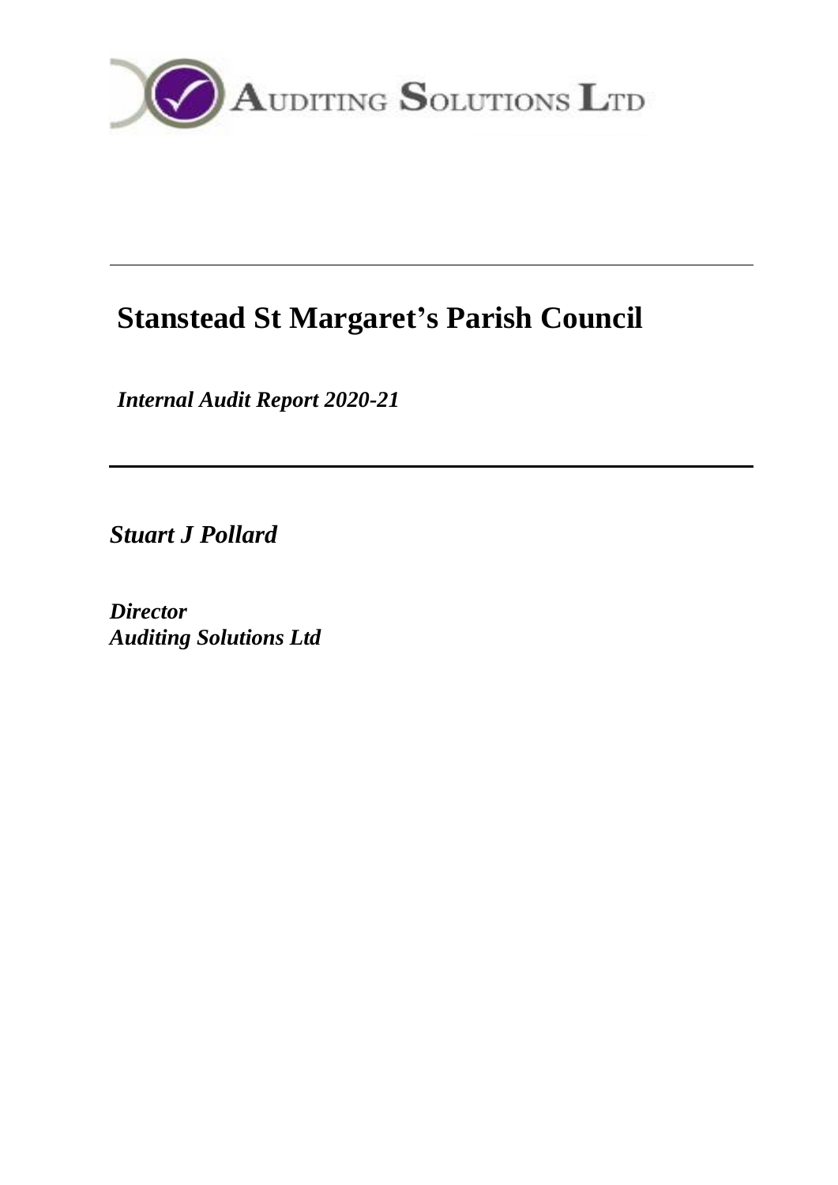AUDITING SOLUTIONS LTD

---

# Stanstead St Margaret's Parish Council

*Internal Audit Report 2020-21*

---

***Stuart J Pollard***

***Director***
***Auditing Solutions Ltd***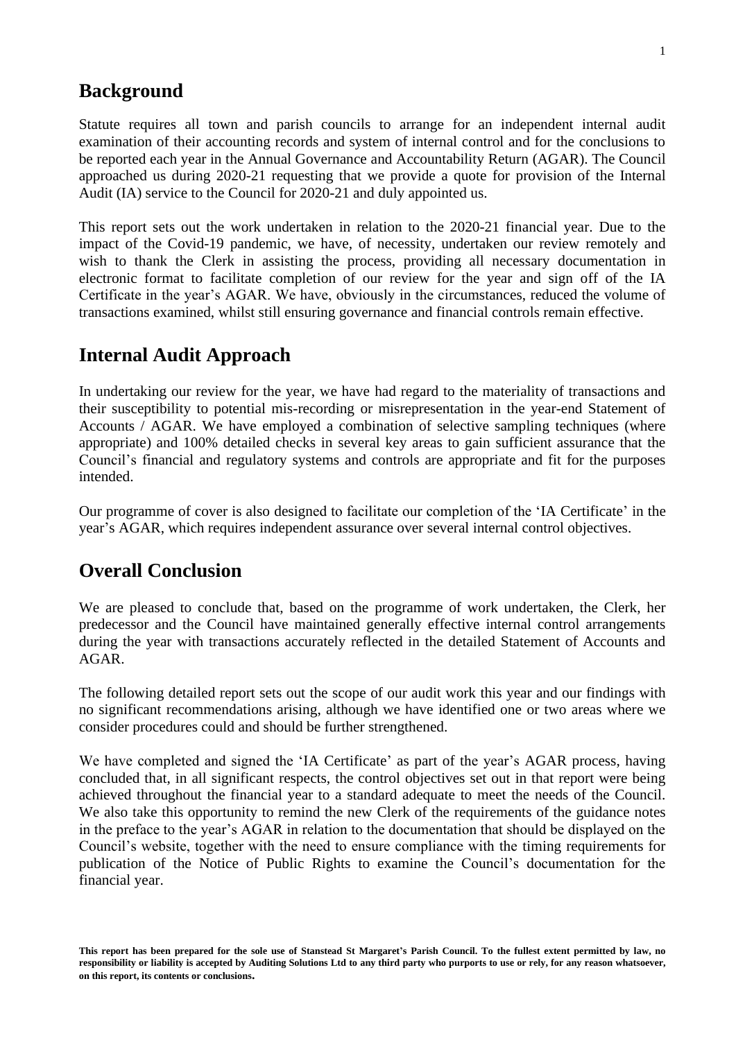## Background

Statute requires all town and parish councils to arrange for an independent internal audit examination of their accounting records and system of internal control and for the conclusions to be reported each year in the Annual Governance and Accountability Return (AGAR). The Council approached us during 2020-21 requesting that we provide a quote for provision of the Internal Audit (IA) service to the Council for 2020-21 and duly appointed us.

This report sets out the work undertaken in relation to the 2020-21 financial year. Due to the impact of the Covid-19 pandemic, we have, of necessity, undertaken our review remotely and wish to thank the Clerk in assisting the process, providing all necessary documentation in electronic format to facilitate completion of our review for the year and sign off of the IA Certificate in the year's AGAR. We have, obviously in the circumstances, reduced the volume of transactions examined, whilst still ensuring governance and financial controls remain effective.

## Internal Audit Approach

In undertaking our review for the year, we have had regard to the materiality of transactions and their susceptibility to potential mis-recording or misrepresentation in the year-end Statement of Accounts / AGAR. We have employed a combination of selective sampling techniques (where appropriate) and 100% detailed checks in several key areas to gain sufficient assurance that the Council's financial and regulatory systems and controls are appropriate and fit for the purposes intended.

Our programme of cover is also designed to facilitate our completion of the 'IA Certificate' in the year's AGAR, which requires independent assurance over several internal control objectives.

## Overall Conclusion

We are pleased to conclude that, based on the programme of work undertaken, the Clerk, her predecessor and the Council have maintained generally effective internal control arrangements during the year with transactions accurately reflected in the detailed Statement of Accounts and AGAR.

The following detailed report sets out the scope of our audit work this year and our findings with no significant recommendations arising, although we have identified one or two areas where we consider procedures could and should be further strengthened.

We have completed and signed the 'IA Certificate' as part of the year's AGAR process, having concluded that, in all significant respects, the control objectives set out in that report were being achieved throughout the financial year to a standard adequate to meet the needs of the Council. We also take this opportunity to remind the new Clerk of the requirements of the guidance notes in the preface to the year's AGAR in relation to the documentation that should be displayed on the Council's website, together with the need to ensure compliance with the timing requirements for publication of the Notice of Public Rights to examine the Council's documentation for the financial year.

**This report has been prepared for the sole use of Stanstead St Margaret's Parish Council. To the fullest extent permitted by law, no responsibility or liability is accepted by Auditing Solutions Ltd to any third party who purports to use or rely, for any reason whatsoever, on this report, its contents or conclusions.**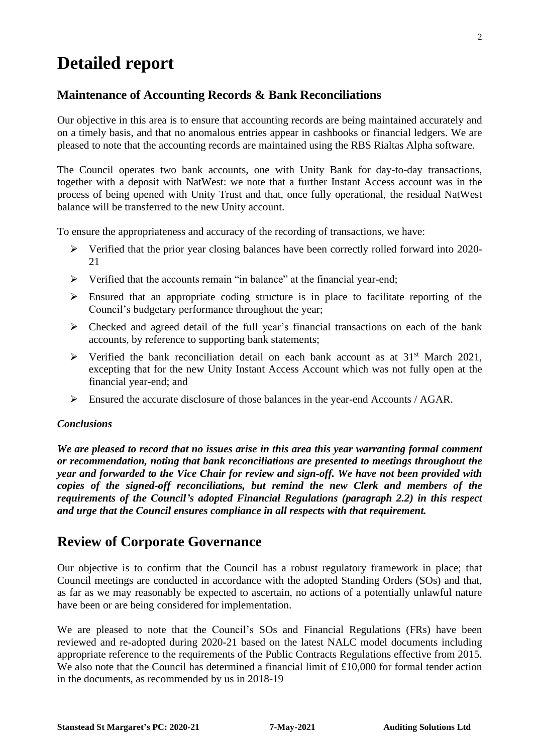# Detailed report

## Maintenance of Accounting Records & Bank Reconciliations

Our objective in this area is to ensure that accounting records are being maintained accurately and on a timely basis, and that no anomalous entries appear in cashbooks or financial ledgers. We are pleased to note that the accounting records are maintained using the RBS Rialtas Alpha software.

The Council operates two bank accounts, one with Unity Bank for day-to-day transactions, together with a deposit with NatWest: we note that a further Instant Access account was in the process of being opened with Unity Trust and that, once fully operational, the residual NatWest balance will be transferred to the new Unity account.

To ensure the appropriateness and accuracy of the recording of transactions, we have:

- Verified that the prior year closing balances have been correctly rolled forward into 2020-21
- Verified that the accounts remain "in balance" at the financial year-end;
- Ensured that an appropriate coding structure is in place to facilitate reporting of the Council's budgetary performance throughout the year;
- Checked and agreed detail of the full year's financial transactions on each of the bank accounts, by reference to supporting bank statements;
- Verified the bank reconciliation detail on each bank account as at 31st March 2021, excepting that for the new Unity Instant Access Account which was not fully open at the financial year-end; and
- Ensured the accurate disclosure of those balances in the year-end Accounts / AGAR.

### *Conclusions*

***We are pleased to record that no issues arise in this area this year warranting formal comment or recommendation, noting that bank reconciliations are presented to meetings throughout the year and forwarded to the Vice Chair for review and sign-off. We have not been provided with copies of the signed-off reconciliations, but remind the new Clerk and members of the requirements of the Council's adopted Financial Regulations (paragraph 2.2) in this respect and urge that the Council ensures compliance in all respects with that requirement.***

## Review of Corporate Governance

Our objective is to confirm that the Council has a robust regulatory framework in place; that Council meetings are conducted in accordance with the adopted Standing Orders (SOs) and that, as far as we may reasonably be expected to ascertain, no actions of a potentially unlawful nature have been or are being considered for implementation.

We are pleased to note that the Council's SOs and Financial Regulations (FRs) have been reviewed and re-adopted during 2020-21 based on the latest NALC model documents including appropriate reference to the requirements of the Public Contracts Regulations effective from 2015. We also note that the Council has determined a financial limit of £10,000 for formal tender action in the documents, as recommended by us in 2018-19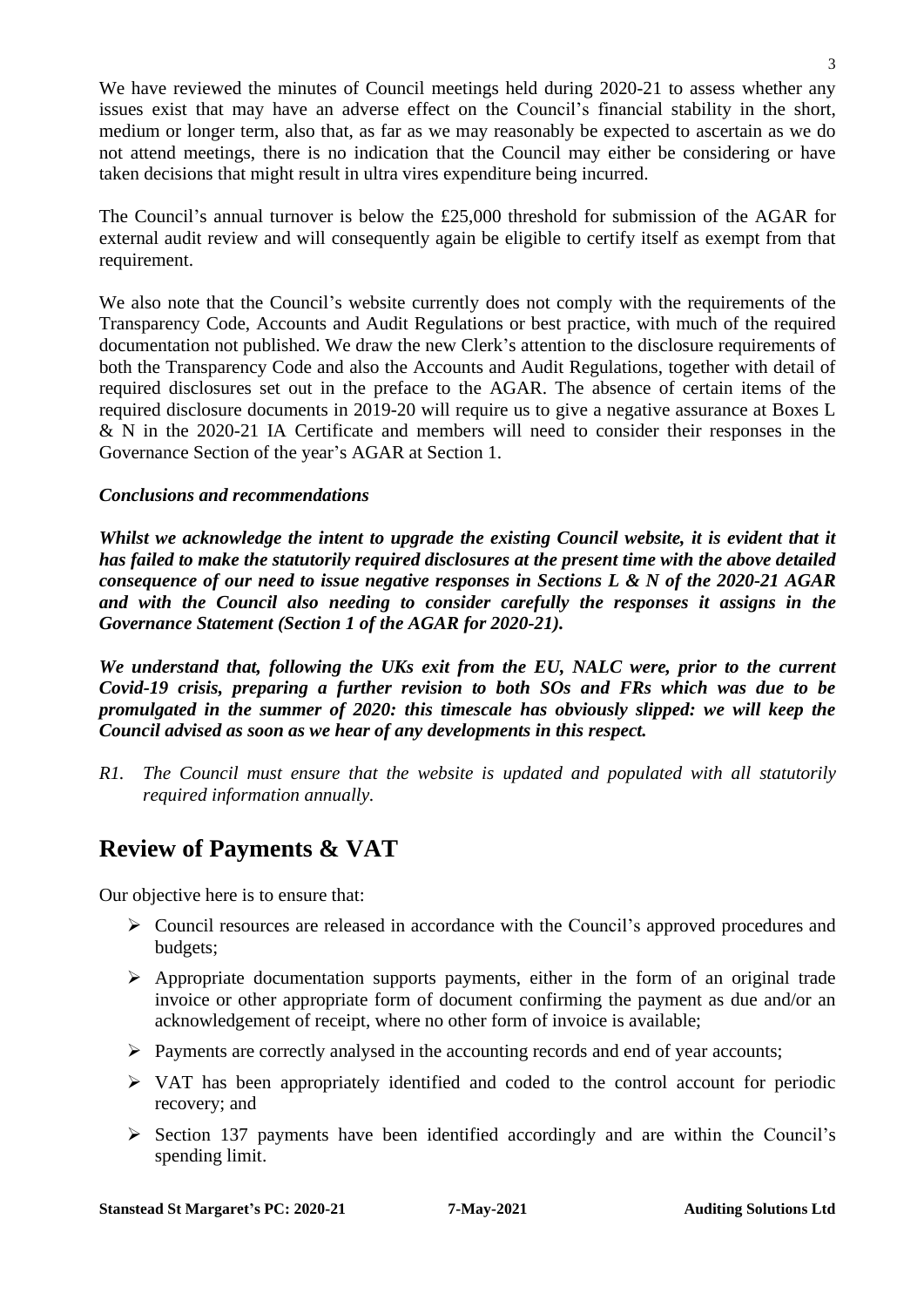We have reviewed the minutes of Council meetings held during 2020-21 to assess whether any issues exist that may have an adverse effect on the Council's financial stability in the short, medium or longer term, also that, as far as we may reasonably be expected to ascertain as we do not attend meetings, there is no indication that the Council may either be considering or have taken decisions that might result in ultra vires expenditure being incurred.

The Council's annual turnover is below the £25,000 threshold for submission of the AGAR for external audit review and will consequently again be eligible to certify itself as exempt from that requirement.

We also note that the Council's website currently does not comply with the requirements of the Transparency Code, Accounts and Audit Regulations or best practice, with much of the required documentation not published. We draw the new Clerk's attention to the disclosure requirements of both the Transparency Code and also the Accounts and Audit Regulations, together with detail of required disclosures set out in the preface to the AGAR. The absence of certain items of the required disclosure documents in 2019-20 will require us to give a negative assurance at Boxes L & N in the 2020-21 IA Certificate and members will need to consider their responses in the Governance Section of the year's AGAR at Section 1.

***Conclusions and recommendations***

***Whilst we acknowledge the intent to upgrade the existing Council website, it is evident that it has failed to make the statutorily required disclosures at the present time with the above detailed consequence of our need to issue negative responses in Sections L & N of the 2020-21 AGAR and with the Council also needing to consider carefully the responses it assigns in the Governance Statement (Section 1 of the AGAR for 2020-21).***

***We understand that, following the UKs exit from the EU, NALC were, prior to the current Covid-19 crisis, preparing a further revision to both SOs and FRs which was due to be promulgated in the summer of 2020: this timescale has obviously slipped: we will keep the Council advised as soon as we hear of any developments in this respect.***

*R1. The Council must ensure that the website is updated and populated with all statutorily required information annually.*

## Review of Payments & VAT

Our objective here is to ensure that:

- Council resources are released in accordance with the Council's approved procedures and budgets;
- Appropriate documentation supports payments, either in the form of an original trade invoice or other appropriate form of document confirming the payment as due and/or an acknowledgement of receipt, where no other form of invoice is available;
- Payments are correctly analysed in the accounting records and end of year accounts;
- VAT has been appropriately identified and coded to the control account for periodic recovery; and
- Section 137 payments have been identified accordingly and are within the Council's spending limit.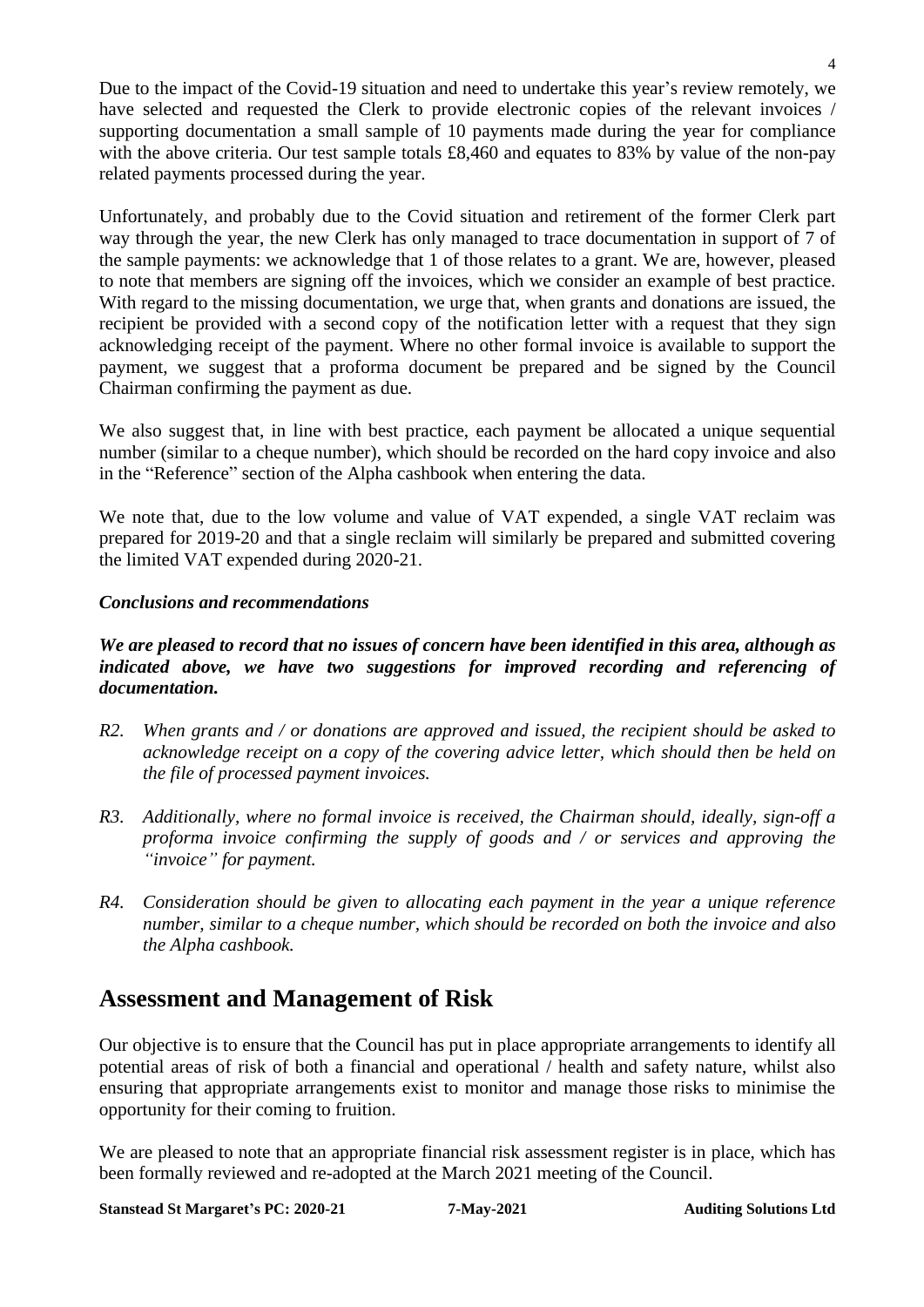Due to the impact of the Covid-19 situation and need to undertake this year's review remotely, we have selected and requested the Clerk to provide electronic copies of the relevant invoices / supporting documentation a small sample of 10 payments made during the year for compliance with the above criteria. Our test sample totals £8,460 and equates to 83% by value of the non-pay related payments processed during the year.

Unfortunately, and probably due to the Covid situation and retirement of the former Clerk part way through the year, the new Clerk has only managed to trace documentation in support of 7 of the sample payments: we acknowledge that 1 of those relates to a grant. We are, however, pleased to note that members are signing off the invoices, which we consider an example of best practice. With regard to the missing documentation, we urge that, when grants and donations are issued, the recipient be provided with a second copy of the notification letter with a request that they sign acknowledging receipt of the payment. Where no other formal invoice is available to support the payment, we suggest that a proforma document be prepared and be signed by the Council Chairman confirming the payment as due.

We also suggest that, in line with best practice, each payment be allocated a unique sequential number (similar to a cheque number), which should be recorded on the hard copy invoice and also in the "Reference" section of the Alpha cashbook when entering the data.

We note that, due to the low volume and value of VAT expended, a single VAT reclaim was prepared for 2019-20 and that a single reclaim will similarly be prepared and submitted covering the limited VAT expended during 2020-21.

***Conclusions and recommendations***

***We are pleased to record that no issues of concern have been identified in this area, although as indicated above, we have two suggestions for improved recording and referencing of documentation.***

*R2. When grants and / or donations are approved and issued, the recipient should be asked to acknowledge receipt on a copy of the covering advice letter, which should then be held on the file of processed payment invoices.*

*R3. Additionally, where no formal invoice is received, the Chairman should, ideally, sign-off a proforma invoice confirming the supply of goods and / or services and approving the "invoice" for payment.*

*R4. Consideration should be given to allocating each payment in the year a unique reference number, similar to a cheque number, which should be recorded on both the invoice and also the Alpha cashbook.*

## Assessment and Management of Risk

Our objective is to ensure that the Council has put in place appropriate arrangements to identify all potential areas of risk of both a financial and operational / health and safety nature, whilst also ensuring that appropriate arrangements exist to monitor and manage those risks to minimise the opportunity for their coming to fruition.

We are pleased to note that an appropriate financial risk assessment register is in place, which has been formally reviewed and re-adopted at the March 2021 meeting of the Council.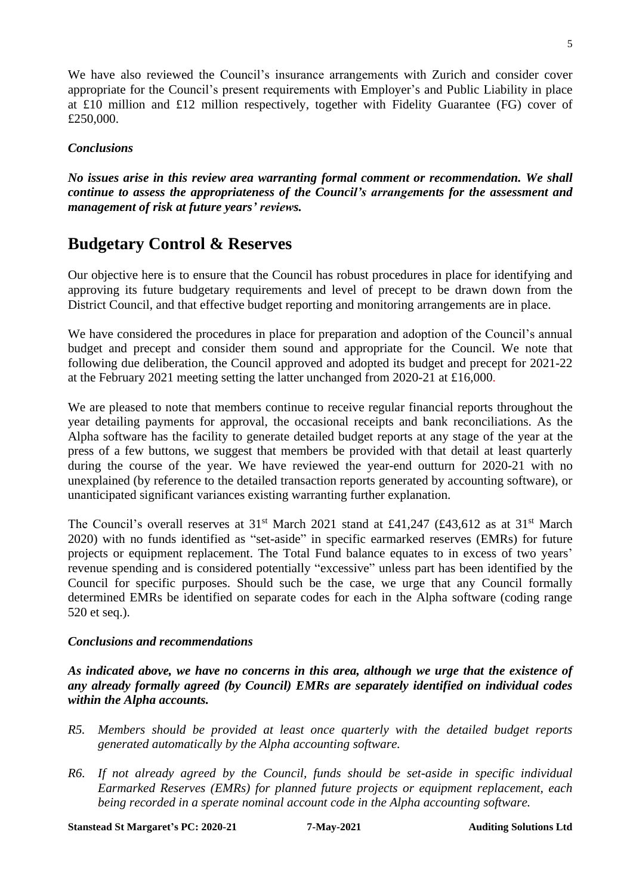We have also reviewed the Council's insurance arrangements with Zurich and consider cover appropriate for the Council's present requirements with Employer's and Public Liability in place at £10 million and £12 million respectively, together with Fidelity Guarantee (FG) cover of £250,000.

### *Conclusions*

***No issues arise in this review area warranting formal comment or recommendation. We shall continue to assess the appropriateness of the Council's arrangements for the assessment and management of risk at future years' reviews.***

## Budgetary Control & Reserves

Our objective here is to ensure that the Council has robust procedures in place for identifying and approving its future budgetary requirements and level of precept to be drawn down from the District Council, and that effective budget reporting and monitoring arrangements are in place.

We have considered the procedures in place for preparation and adoption of the Council's annual budget and precept and consider them sound and appropriate for the Council. We note that following due deliberation, the Council approved and adopted its budget and precept for 2021-22 at the February 2021 meeting setting the latter unchanged from 2020-21 at £16,000.

We are pleased to note that members continue to receive regular financial reports throughout the year detailing payments for approval, the occasional receipts and bank reconciliations. As the Alpha software has the facility to generate detailed budget reports at any stage of the year at the press of a few buttons, we suggest that members be provided with that detail at least quarterly during the course of the year. We have reviewed the year-end outturn for 2020-21 with no unexplained (by reference to the detailed transaction reports generated by accounting software), or unanticipated significant variances existing warranting further explanation.

The Council's overall reserves at 31st March 2021 stand at £41,247 (£43,612 as at 31st March 2020) with no funds identified as "set-aside" in specific earmarked reserves (EMRs) for future projects or equipment replacement. The Total Fund balance equates to in excess of two years' revenue spending and is considered potentially "excessive" unless part has been identified by the Council for specific purposes. Should such be the case, we urge that any Council formally determined EMRs be identified on separate codes for each in the Alpha software (coding range 520 et seq.).

### *Conclusions and recommendations*

***As indicated above, we have no concerns in this area, although we urge that the existence of any already formally agreed (by Council) EMRs are separately identified on individual codes within the Alpha accounts.***

*R5. Members should be provided at least once quarterly with the detailed budget reports generated automatically by the Alpha accounting software.*

*R6. If not already agreed by the Council, funds should be set-aside in specific individual Earmarked Reserves (EMRs) for planned future projects or equipment replacement, each being recorded in a sperate nominal account code in the Alpha accounting software.*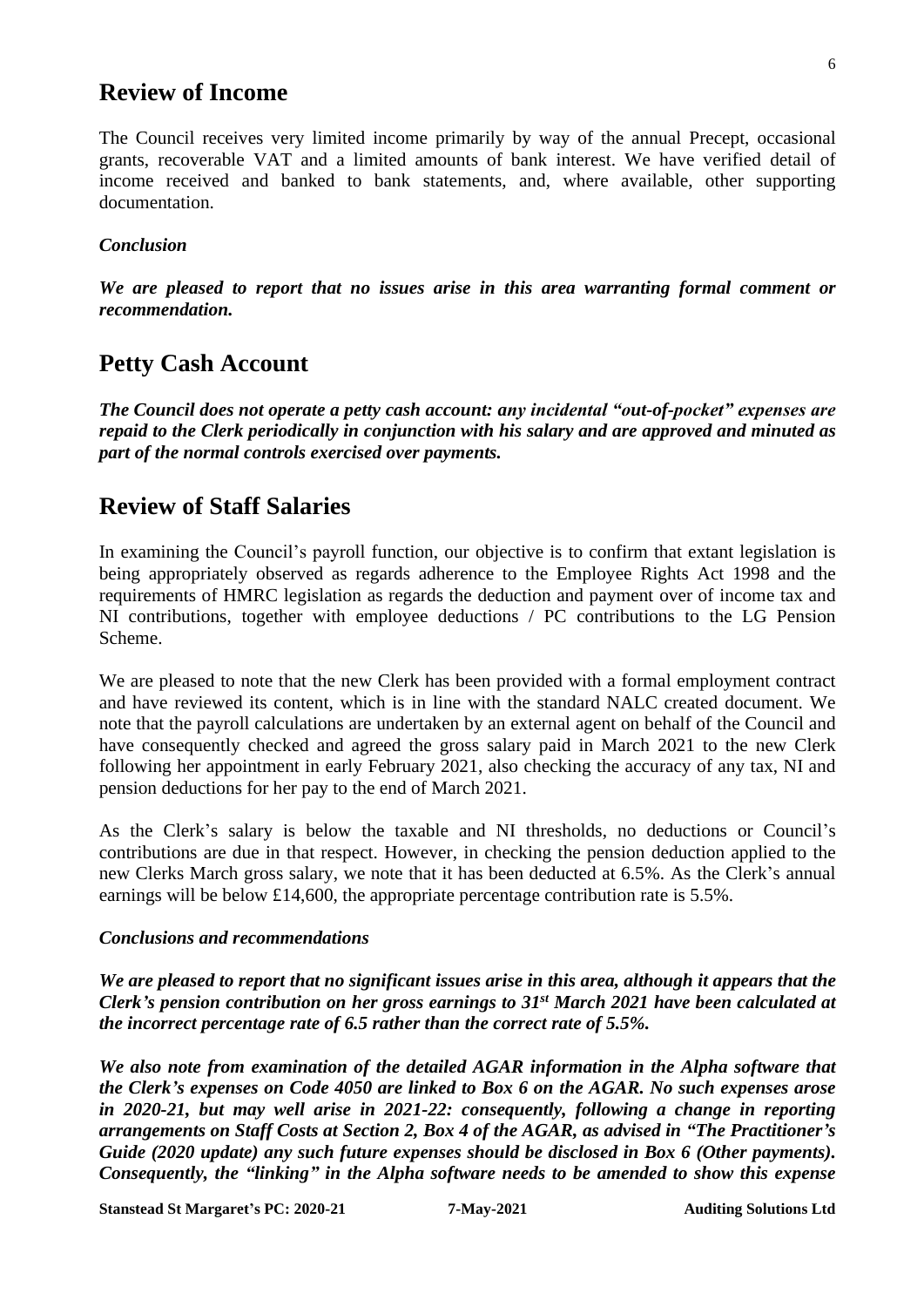## Review of Income

The Council receives very limited income primarily by way of the annual Precept, occasional grants, recoverable VAT and a limited amounts of bank interest. We have verified detail of income received and banked to bank statements, and, where available, other supporting documentation.

***Conclusion***

***We are pleased to report that no issues arise in this area warranting formal comment or recommendation.***

## Petty Cash Account

***The Council does not operate a petty cash account: any incidental "out-of-pocket" expenses are repaid to the Clerk periodically in conjunction with his salary and are approved and minuted as part of the normal controls exercised over payments.***

## Review of Staff Salaries

In examining the Council's payroll function, our objective is to confirm that extant legislation is being appropriately observed as regards adherence to the Employee Rights Act 1998 and the requirements of HMRC legislation as regards the deduction and payment over of income tax and NI contributions, together with employee deductions / PC contributions to the LG Pension Scheme.

We are pleased to note that the new Clerk has been provided with a formal employment contract and have reviewed its content, which is in line with the standard NALC created document. We note that the payroll calculations are undertaken by an external agent on behalf of the Council and have consequently checked and agreed the gross salary paid in March 2021 to the new Clerk following her appointment in early February 2021, also checking the accuracy of any tax, NI and pension deductions for her pay to the end of March 2021.

As the Clerk's salary is below the taxable and NI thresholds, no deductions or Council's contributions are due in that respect. However, in checking the pension deduction applied to the new Clerks March gross salary, we note that it has been deducted at 6.5%. As the Clerk's annual earnings will be below £14,600, the appropriate percentage contribution rate is 5.5%.

***Conclusions and recommendations***

***We are pleased to report that no significant issues arise in this area, although it appears that the Clerk's pension contribution on her gross earnings to 31st March 2021 have been calculated at the incorrect percentage rate of 6.5 rather than the correct rate of 5.5%.***

***We also note from examination of the detailed AGAR information in the Alpha software that the Clerk's expenses on Code 4050 are linked to Box 6 on the AGAR. No such expenses arose in 2020-21, but may well arise in 2021-22: consequently, following a change in reporting arrangements on Staff Costs at Section 2, Box 4 of the AGAR, as advised in "The Practitioner's Guide (2020 update) any such future expenses should be disclosed in Box 6 (Other payments). Consequently, the "linking" in the Alpha software needs to be amended to show this expense***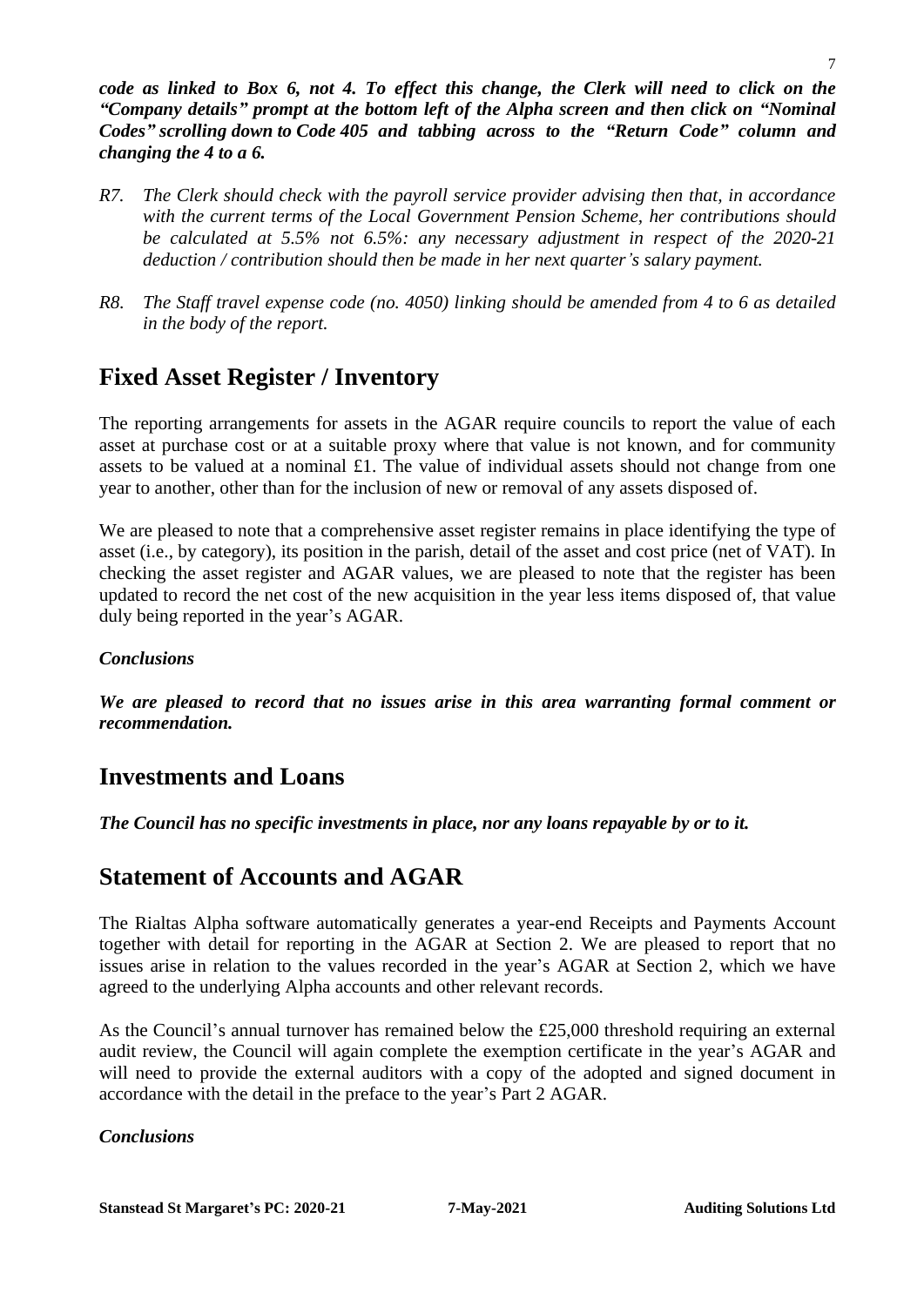***code as linked to Box 6, not 4. To effect this change, the Clerk will need to click on the "Company details" prompt at the bottom left of the Alpha screen and then click on "Nominal Codes" scrolling down to Code 405 and tabbing across to the "Return Code" column and changing the 4 to a 6.***

*R7. The Clerk should check with the payroll service provider advising then that, in accordance with the current terms of the Local Government Pension Scheme, her contributions should be calculated at 5.5% not 6.5%: any necessary adjustment in respect of the 2020-21 deduction / contribution should then be made in her next quarter's salary payment.*

*R8. The Staff travel expense code (no. 4050) linking should be amended from 4 to 6 as detailed in the body of the report.*

## Fixed Asset Register / Inventory

The reporting arrangements for assets in the AGAR require councils to report the value of each asset at purchase cost or at a suitable proxy where that value is not known, and for community assets to be valued at a nominal £1. The value of individual assets should not change from one year to another, other than for the inclusion of new or removal of any assets disposed of.

We are pleased to note that a comprehensive asset register remains in place identifying the type of asset (i.e., by category), its position in the parish, detail of the asset and cost price (net of VAT). In checking the asset register and AGAR values, we are pleased to note that the register has been updated to record the net cost of the new acquisition in the year less items disposed of, that value duly being reported in the year's AGAR.

***Conclusions***

***We are pleased to record that no issues arise in this area warranting formal comment or recommendation.***

## Investments and Loans

***The Council has no specific investments in place, nor any loans repayable by or to it.***

## Statement of Accounts and AGAR

The Rialtas Alpha software automatically generates a year-end Receipts and Payments Account together with detail for reporting in the AGAR at Section 2. We are pleased to report that no issues arise in relation to the values recorded in the year's AGAR at Section 2, which we have agreed to the underlying Alpha accounts and other relevant records.

As the Council's annual turnover has remained below the £25,000 threshold requiring an external audit review, the Council will again complete the exemption certificate in the year's AGAR and will need to provide the external auditors with a copy of the adopted and signed document in accordance with the detail in the preface to the year's Part 2 AGAR.

***Conclusions***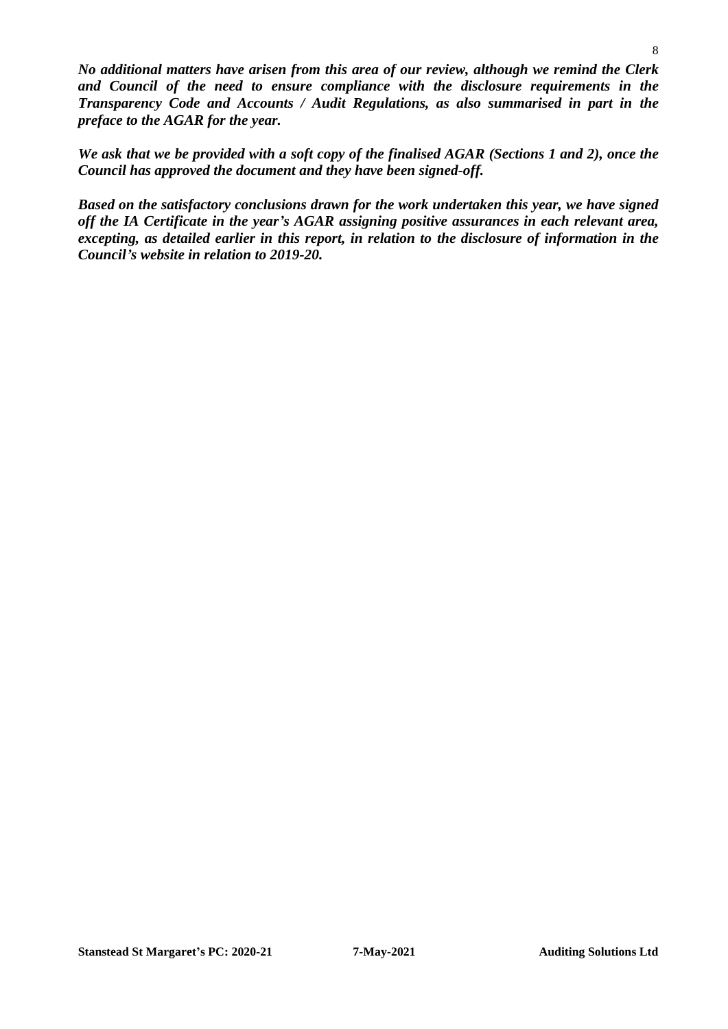***No additional matters have arisen from this area of our review, although we remind the Clerk and Council of the need to ensure compliance with the disclosure requirements in the Transparency Code and Accounts / Audit Regulations, as also summarised in part in the preface to the AGAR for the year.***

***We ask that we be provided with a soft copy of the finalised AGAR (Sections 1 and 2), once the Council has approved the document and they have been signed-off.***

***Based on the satisfactory conclusions drawn for the work undertaken this year, we have signed off the IA Certificate in the year's AGAR assigning positive assurances in each relevant area, excepting, as detailed earlier in this report, in relation to the disclosure of information in the Council's website in relation to 2019-20.***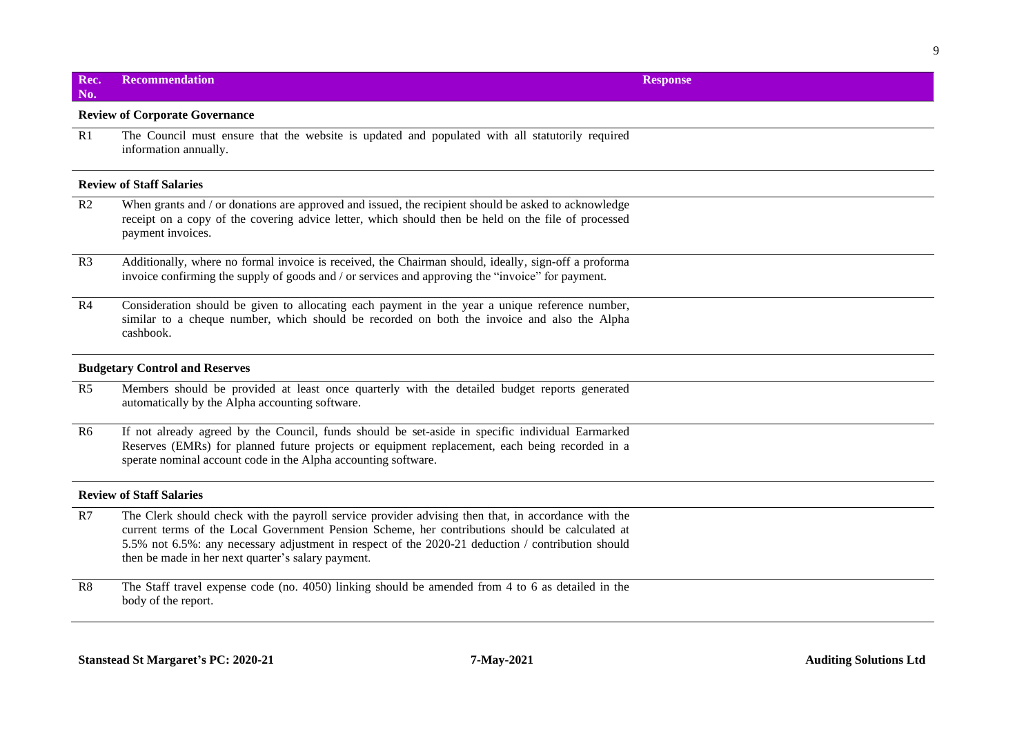| Rec. No. | Recommendation | Response |
|---|---|---|
| | **Review of Corporate Governance** | |
| R1 | The Council must ensure that the website is updated and populated with all statutorily required information annually. | |
| | **Review of Staff Salaries** | |
| R2 | When grants and / or donations are approved and issued, the recipient should be asked to acknowledge receipt on a copy of the covering advice letter, which should then be held on the file of processed payment invoices. | |
| R3 | Additionally, where no formal invoice is received, the Chairman should, ideally, sign-off a proforma invoice confirming the supply of goods and / or services and approving the "invoice" for payment. | |
| R4 | Consideration should be given to allocating each payment in the year a unique reference number, similar to a cheque number, which should be recorded on both the invoice and also the Alpha cashbook. | |
| | **Budgetary Control and Reserves** | |
| R5 | Members should be provided at least once quarterly with the detailed budget reports generated automatically by the Alpha accounting software. | |
| R6 | If not already agreed by the Council, funds should be set-aside in specific individual Earmarked Reserves (EMRs) for planned future projects or equipment replacement, each being recorded in a sperate nominal account code in the Alpha accounting software. | |
| | **Review of Staff Salaries** | |
| R7 | The Clerk should check with the payroll service provider advising then that, in accordance with the current terms of the Local Government Pension Scheme, her contributions should be calculated at 5.5% not 6.5%: any necessary adjustment in respect of the 2020-21 deduction / contribution should then be made in her next quarter's salary payment. | |
| R8 | The Staff travel expense code (no. 4050) linking should be amended from 4 to 6 as detailed in the body of the report. | |